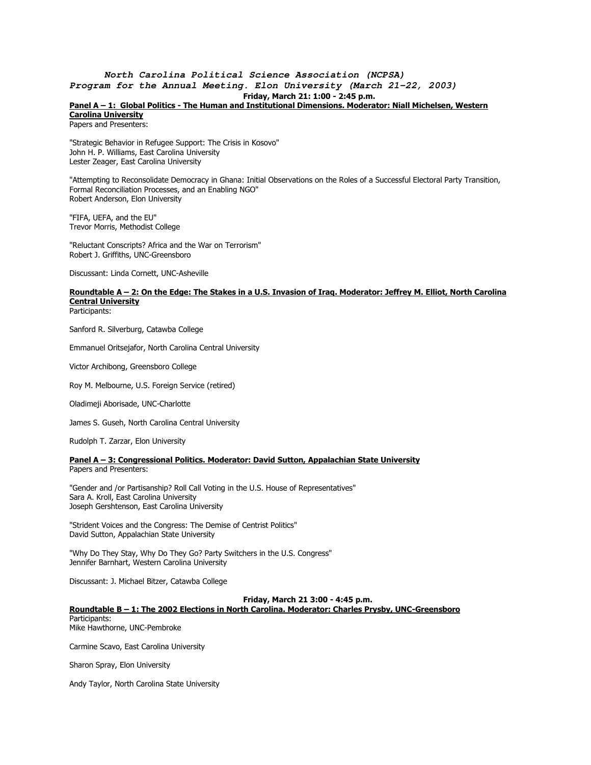# *North Carolina Political Science Association (NCPSA)*
## *Program for the Annual Meeting. Elon University (March 21-22, 2003)*

**Friday, March 21: 1:00 - 2:45 p.m.**

**Panel A – 1: Global Politics - The Human and Institutional Dimensions. Moderator: Niall Michelsen, Western Carolina University**

Papers and Presenters:

"Strategic Behavior in Refugee Support: The Crisis in Kosovo"
John H. P. Williams, East Carolina University
Lester Zeager, East Carolina University

"Attempting to Reconsolidate Democracy in Ghana: Initial Observations on the Roles of a Successful Electoral Party Transition, Formal Reconciliation Processes, and an Enabling NGO"
Robert Anderson, Elon University

"FIFA, UEFA, and the EU"
Trevor Morris, Methodist College

"Reluctant Conscripts? Africa and the War on Terrorism"
Robert J. Griffiths, UNC-Greensboro

Discussant: Linda Cornett, UNC-Asheville

**Roundtable A – 2: On the Edge: The Stakes in a U.S. Invasion of Iraq. Moderator: Jeffrey M. Elliot, North Carolina Central University**

Participants:

Sanford R. Silverburg, Catawba College

Emmanuel Oritsejafor, North Carolina Central University

Victor Archibong, Greensboro College

Roy M. Melbourne, U.S. Foreign Service (retired)

Oladimeji Aborisade, UNC-Charlotte

James S. Guseh, North Carolina Central University

Rudolph T. Zarzar, Elon University

**Panel A – 3: Congressional Politics. Moderator: David Sutton, Appalachian State University**

Papers and Presenters:

"Gender and /or Partisanship? Roll Call Voting in the U.S. House of Representatives"
Sara A. Kroll, East Carolina University
Joseph Gershtenson, East Carolina University

"Strident Voices and the Congress: The Demise of Centrist Politics"
David Sutton, Appalachian State University

"Why Do They Stay, Why Do They Go? Party Switchers in the U.S. Congress"
Jennifer Barnhart, Western Carolina University

Discussant: J. Michael Bitzer, Catawba College

**Friday, March 21 3:00 - 4:45 p.m.**

**Roundtable B – 1: The 2002 Elections in North Carolina. Moderator: Charles Prysby, UNC-Greensboro**

Participants:
Mike Hawthorne, UNC-Pembroke

Carmine Scavo, East Carolina University

Sharon Spray, Elon University

Andy Taylor, North Carolina State University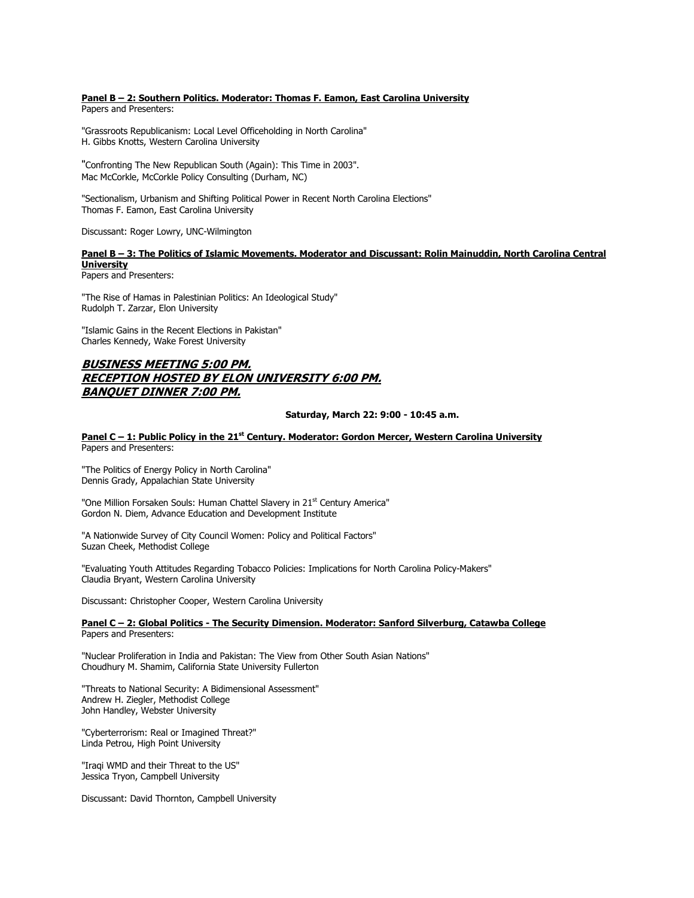**Panel B – 2: Southern Politics. Moderator: Thomas F. Eamon, East Carolina University**
Papers and Presenters:

"Grassroots Republicanism: Local Level Officeholding in North Carolina"
H. Gibbs Knotts, Western Carolina University

"Confronting The New Republican South (Again): This Time in 2003".
Mac McCorkle, McCorkle Policy Consulting (Durham, NC)

"Sectionalism, Urbanism and Shifting Political Power in Recent North Carolina Elections"
Thomas F. Eamon, East Carolina University

Discussant: Roger Lowry, UNC-Wilmington

**Panel B – 3: The Politics of Islamic Movements. Moderator and Discussant: Rolin Mainuddin, North Carolina Central University**
Papers and Presenters:

"The Rise of Hamas in Palestinian Politics: An Ideological Study"
Rudolph T. Zarzar, Elon University

"Islamic Gains in the Recent Elections in Pakistan"
Charles Kennedy, Wake Forest University

***BUSINESS MEETING 5:00 PM.***
***RECEPTION HOSTED BY ELON UNIVERSITY 6:00 PM.***
***BANQUET DINNER 7:00 PM.***

**Saturday, March 22: 9:00 - 10:45 a.m.**

**Panel C – 1: Public Policy in the 21st Century. Moderator: Gordon Mercer, Western Carolina University**
Papers and Presenters:

"The Politics of Energy Policy in North Carolina"
Dennis Grady, Appalachian State University

"One Million Forsaken Souls: Human Chattel Slavery in 21st Century America"
Gordon N. Diem, Advance Education and Development Institute

"A Nationwide Survey of City Council Women: Policy and Political Factors"
Suzan Cheek, Methodist College

"Evaluating Youth Attitudes Regarding Tobacco Policies: Implications for North Carolina Policy-Makers"
Claudia Bryant, Western Carolina University

Discussant: Christopher Cooper, Western Carolina University

**Panel C – 2: Global Politics - The Security Dimension. Moderator: Sanford Silverburg, Catawba College**
Papers and Presenters:

"Nuclear Proliferation in India and Pakistan: The View from Other South Asian Nations"
Choudhury M. Shamim, California State University Fullerton

"Threats to National Security: A Bidimensional Assessment"
Andrew H. Ziegler, Methodist College
John Handley, Webster University

"Cyberterrorism: Real or Imagined Threat?"
Linda Petrou, High Point University

"Iraqi WMD and their Threat to the US"
Jessica Tryon, Campbell University

Discussant: David Thornton, Campbell University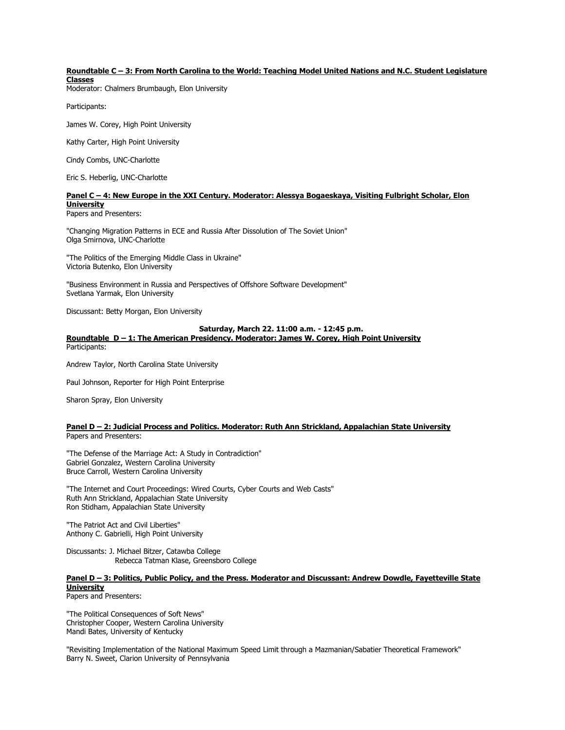**<u>Roundtable C – 3: From North Carolina to the World: Teaching Model United Nations and N.C. Student Legislature Classes</u>**
Moderator: Chalmers Brumbaugh, Elon University

Participants:

James W. Corey, High Point University

Kathy Carter, High Point University

Cindy Combs, UNC-Charlotte

Eric S. Heberlig, UNC-Charlotte

**<u>Panel C – 4: New Europe in the XXI Century. Moderator: Alessya Bogaeskaya, Visiting Fulbright Scholar, Elon University</u>**
Papers and Presenters:

"Changing Migration Patterns in ECE and Russia After Dissolution of The Soviet Union"
Olga Smirnova, UNC-Charlotte

"The Politics of the Emerging Middle Class in Ukraine"
Victoria Butenko, Elon University

"Business Environment in Russia and Perspectives of Offshore Software Development"
Svetlana Yarmak, Elon University

Discussant: Betty Morgan, Elon University

**Saturday, March 22. 11:00 a.m. - 12:45 p.m.**

**<u>Roundtable D – 1: The American Presidency. Moderator: James W. Corey, High Point University</u>**
Participants:

Andrew Taylor, North Carolina State University

Paul Johnson, Reporter for High Point Enterprise

Sharon Spray, Elon University

**<u>Panel D – 2: Judicial Process and Politics. Moderator: Ruth Ann Strickland, Appalachian State University</u>**
Papers and Presenters:

"The Defense of the Marriage Act: A Study in Contradiction"
Gabriel Gonzalez, Western Carolina University
Bruce Carroll, Western Carolina University

"The Internet and Court Proceedings: Wired Courts, Cyber Courts and Web Casts"
Ruth Ann Strickland, Appalachian State University
Ron Stidham, Appalachian State University

"The Patriot Act and Civil Liberties"
Anthony C. Gabrielli, High Point University

Discussants: J. Michael Bitzer, Catawba College
Rebecca Tatman Klase, Greensboro College

**<u>Panel D – 3: Politics, Public Policy, and the Press. Moderator and Discussant: Andrew Dowdle, Fayetteville State University</u>**
Papers and Presenters:

"The Political Consequences of Soft News"
Christopher Cooper, Western Carolina University
Mandi Bates, University of Kentucky

"Revisiting Implementation of the National Maximum Speed Limit through a Mazmanian/Sabatier Theoretical Framework"
Barry N. Sweet, Clarion University of Pennsylvania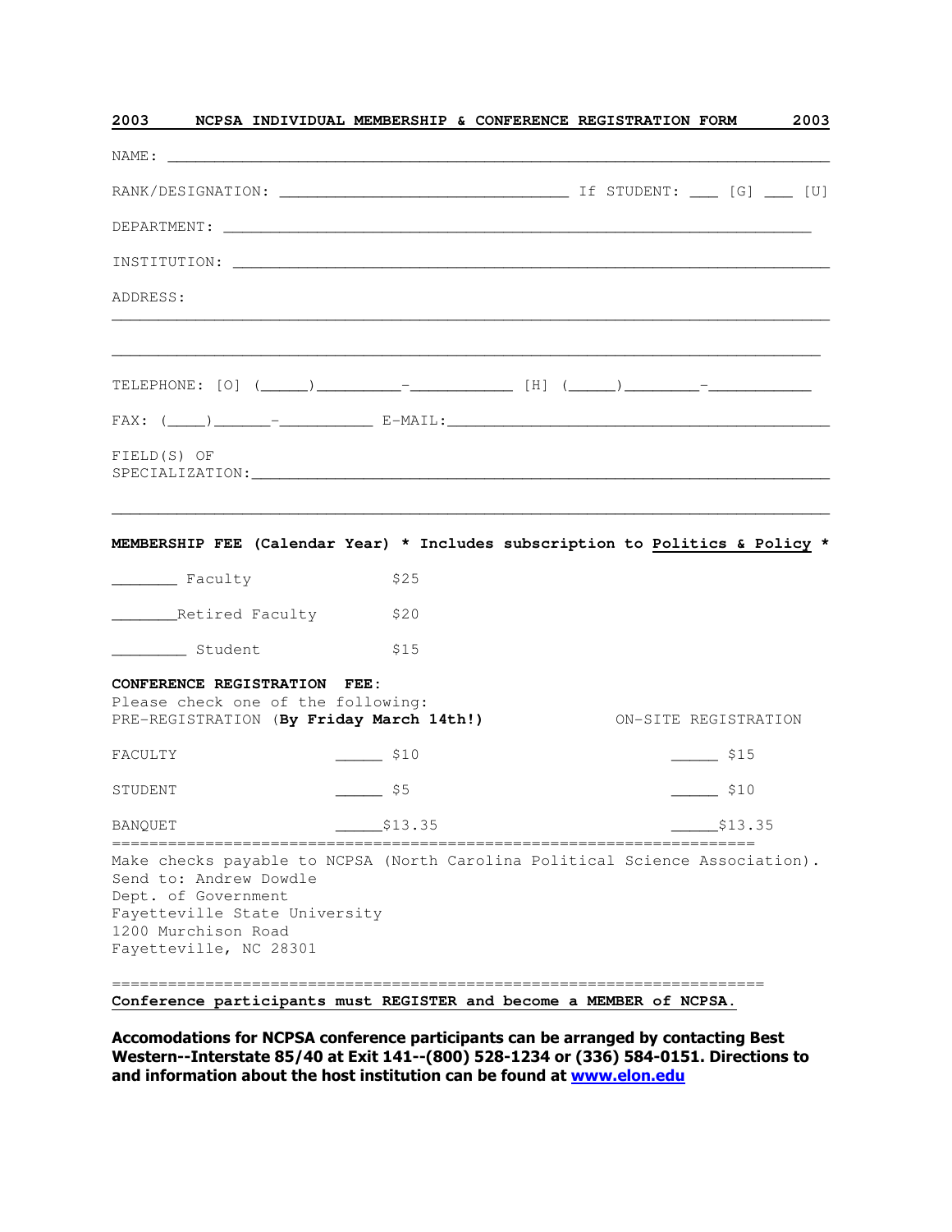## 2003 NCPSA INDIVIDUAL MEMBERSHIP & CONFERENCE REGISTRATION FORM 2003

NAME: ______________________________________________________________________

RANK/DESIGNATION: ____________________________ If STUDENT: ___ [G] ___ [U]

DEPARTMENT: _________________________________________________________

INSTITUTION: __________________________________________________________

ADDRESS:

______________________________________________________________________

______________________________________________________________________

TELEPHONE: [O] (_____)_________-__________ [H] (_____)________-__________

FAX: (____)______-_________ E-MAIL:____________________________________

FIELD(S) OF SPECIALIZATION:__________________________________________

______________________________________________________________________

**MEMBERSHIP FEE (Calendar Year) * Includes subscription to Politics & Policy ***

_______ Faculty $25

_______Retired Faculty $20

________ Student $15

**CONFERENCE REGISTRATION FEE:**

Please check one of the following:

| | PRE-REGISTRATION (**By Friday March 14th!**) | ON-SITE REGISTRATION |
|---|---|---|
| FACULTY | _____ $10 | _____ $15 |
| STUDENT | _____ $5 | _____ $10 |
| BANQUET | _____$13.35 | _____$13.35 |

Make checks payable to NCPSA (North Carolina Political Science Association).
Send to: Andrew Dowdle
Dept. of Government
Fayetteville State University
1200 Murchison Road
Fayetteville, NC 28301

**Conference participants must REGISTER and become a MEMBER of NCPSA.**

**Accomodations for NCPSA conference participants can be arranged by contacting Best Western--Interstate 85/40 at Exit 141--(800) 528-1234 or (336) 584-0151. Directions to and information about the host institution can be found at www.elon.edu**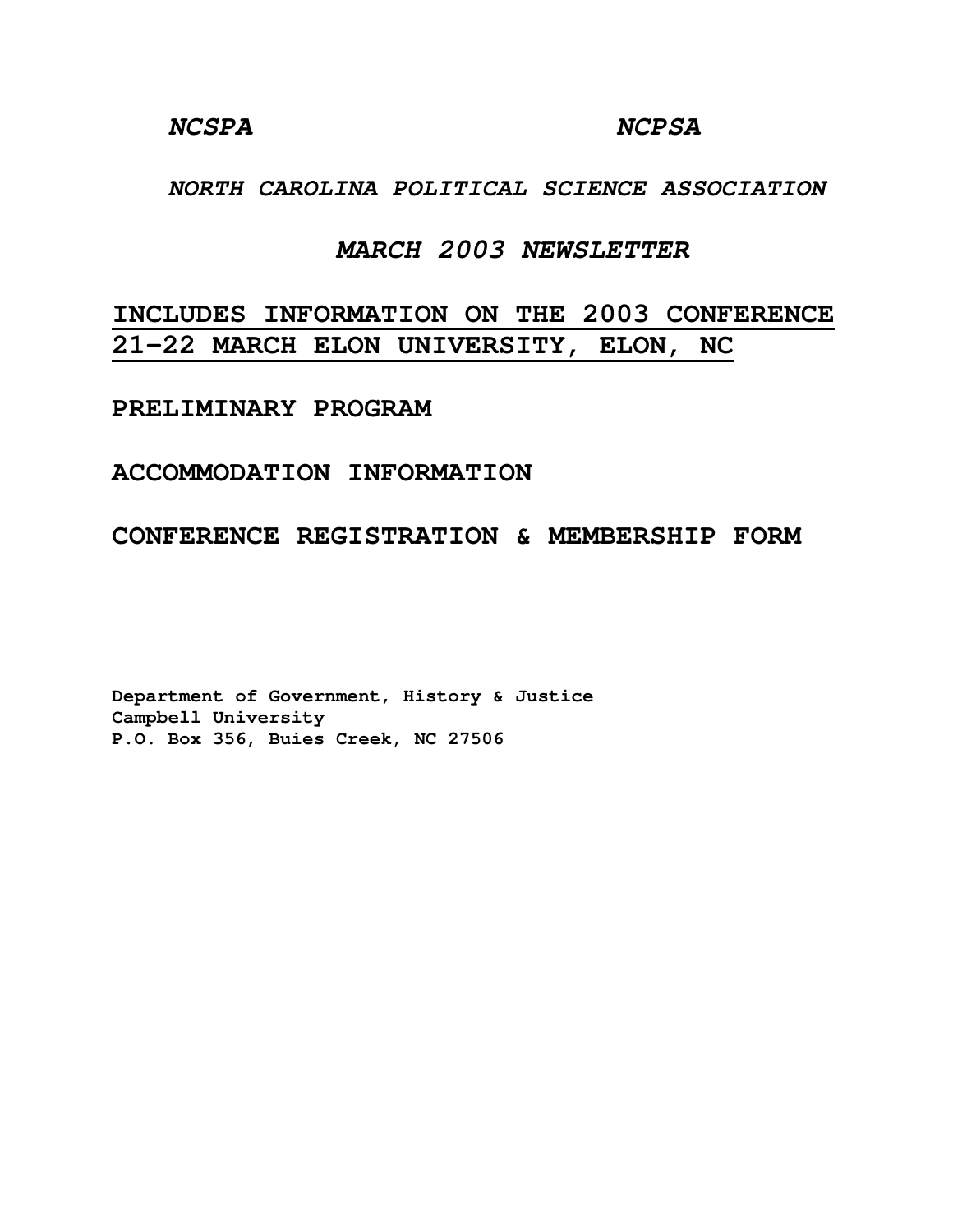*NCSPA* *NCPSA*

*NORTH CAROLINA POLITICAL SCIENCE ASSOCIATION*

## *MARCH 2003 NEWSLETTER*

## INCLUDES INFORMATION ON THE 2003 CONFERENCE 21–22 MARCH ELON UNIVERSITY, ELON, NC

**PRELIMINARY PROGRAM**

**ACCOMMODATION INFORMATION**

**CONFERENCE REGISTRATION & MEMBERSHIP FORM**

**Department of Government, History & Justice**
**Campbell University**
**P.O. Box 356, Buies Creek, NC 27506**